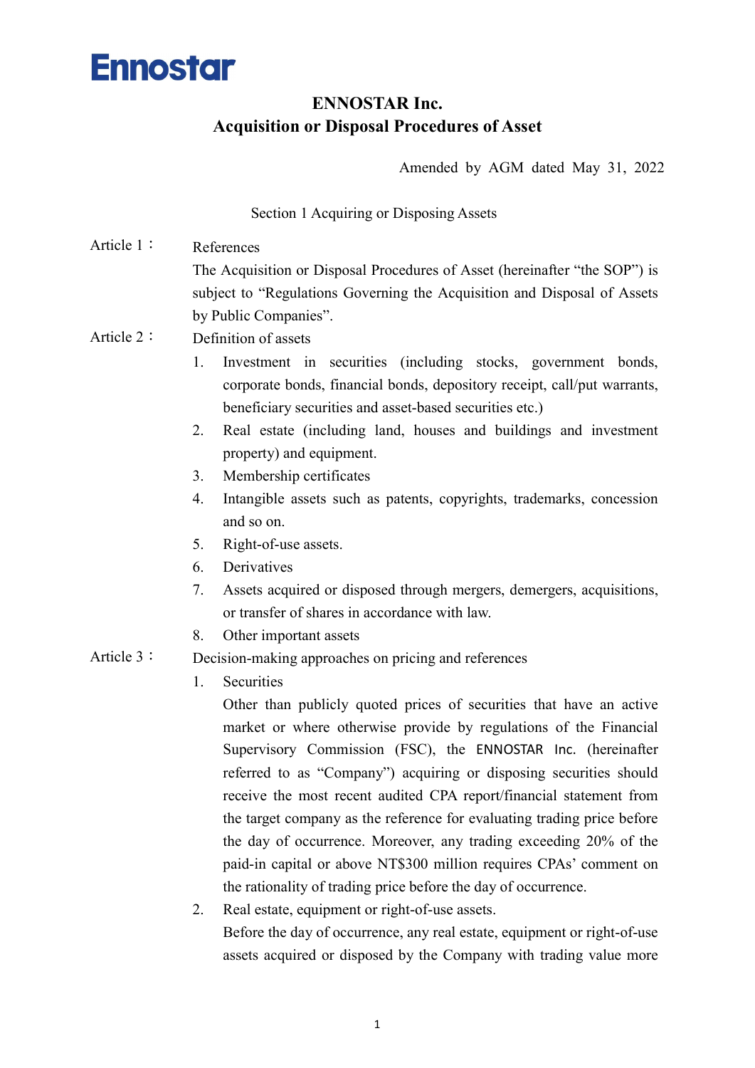Ennostar

# ENNOSTAR Inc.
# Acquisition or Disposal Procedures of Asset

Amended by AGM dated May 31, 2022

## Section 1 Acquiring or Disposing Assets

**Article 1：** References

The Acquisition or Disposal Procedures of Asset (hereinafter "the SOP") is subject to "Regulations Governing the Acquisition and Disposal of Assets by Public Companies".

**Article 2：** Definition of assets

1. Investment in securities (including stocks, government bonds, corporate bonds, financial bonds, depository receipt, call/put warrants, beneficiary securities and asset-based securities etc.)
2. Real estate (including land, houses and buildings and investment property) and equipment.
3. Membership certificates
4. Intangible assets such as patents, copyrights, trademarks, concession and so on.
5. Right-of-use assets.
6. Derivatives
7. Assets acquired or disposed through mergers, demergers, acquisitions, or transfer of shares in accordance with law.
8. Other important assets

**Article 3：** Decision-making approaches on pricing and references

1. Securities

   Other than publicly quoted prices of securities that have an active market or where otherwise provide by regulations of the Financial Supervisory Commission (FSC), the ENNOSTAR Inc. (hereinafter referred to as "Company") acquiring or disposing securities should receive the most recent audited CPA report/financial statement from the target company as the reference for evaluating trading price before the day of occurrence. Moreover, any trading exceeding 20% of the paid-in capital or above NT$300 million requires CPAs' comment on the rationality of trading price before the day of occurrence.

2. Real estate, equipment or right-of-use assets.

   Before the day of occurrence, any real estate, equipment or right-of-use assets acquired or disposed by the Company with trading value more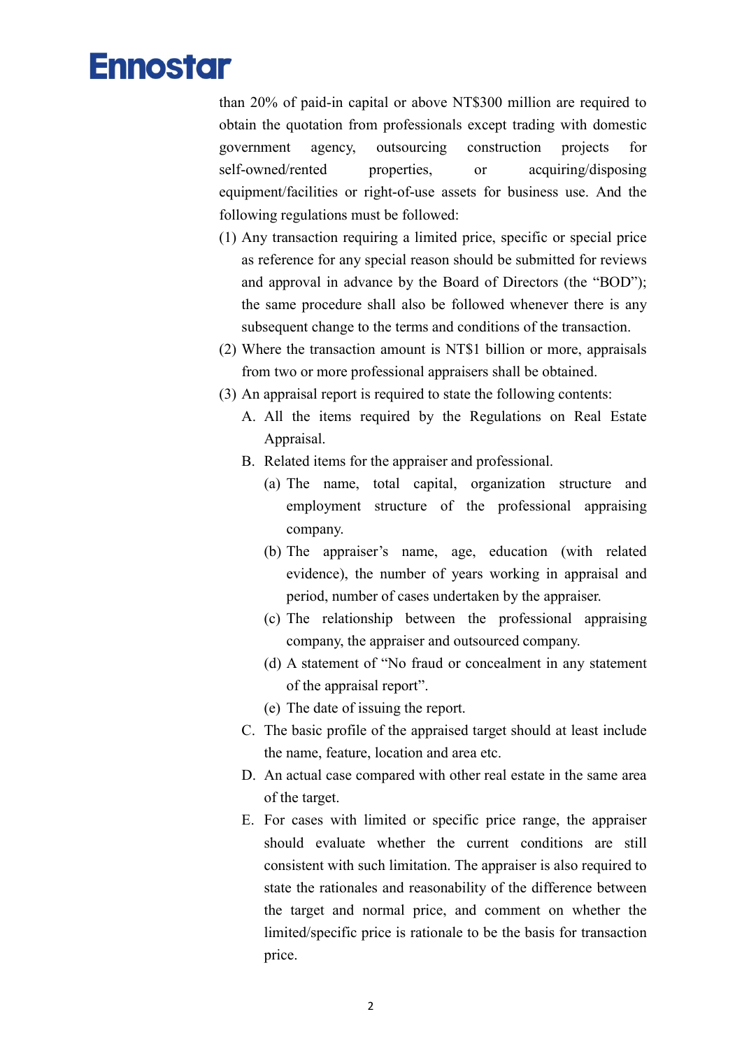than 20% of paid-in capital or above NT$300 million are required to obtain the quotation from professionals except trading with domestic government agency, outsourcing construction projects for self-owned/rented properties, or acquiring/disposing equipment/facilities or right-of-use assets for business use. And the following regulations must be followed:

(1) Any transaction requiring a limited price, specific or special price as reference for any special reason should be submitted for reviews and approval in advance by the Board of Directors (the "BOD"); the same procedure shall also be followed whenever there is any subsequent change to the terms and conditions of the transaction.

(2) Where the transaction amount is NT$1 billion or more, appraisals from two or more professional appraisers shall be obtained.

(3) An appraisal report is required to state the following contents:

   A. All the items required by the Regulations on Real Estate Appraisal.

   B. Related items for the appraiser and professional.

      (a) The name, total capital, organization structure and employment structure of the professional appraising company.

      (b) The appraiser's name, age, education (with related evidence), the number of years working in appraisal and period, number of cases undertaken by the appraiser.

      (c) The relationship between the professional appraising company, the appraiser and outsourced company.

      (d) A statement of "No fraud or concealment in any statement of the appraisal report".

      (e) The date of issuing the report.

   C. The basic profile of the appraised target should at least include the name, feature, location and area etc.

   D. An actual case compared with other real estate in the same area of the target.

   E. For cases with limited or specific price range, the appraiser should evaluate whether the current conditions are still consistent with such limitation. The appraiser is also required to state the rationales and reasonability of the difference between the target and normal price, and comment on whether the limited/specific price is rationale to be the basis for transaction price.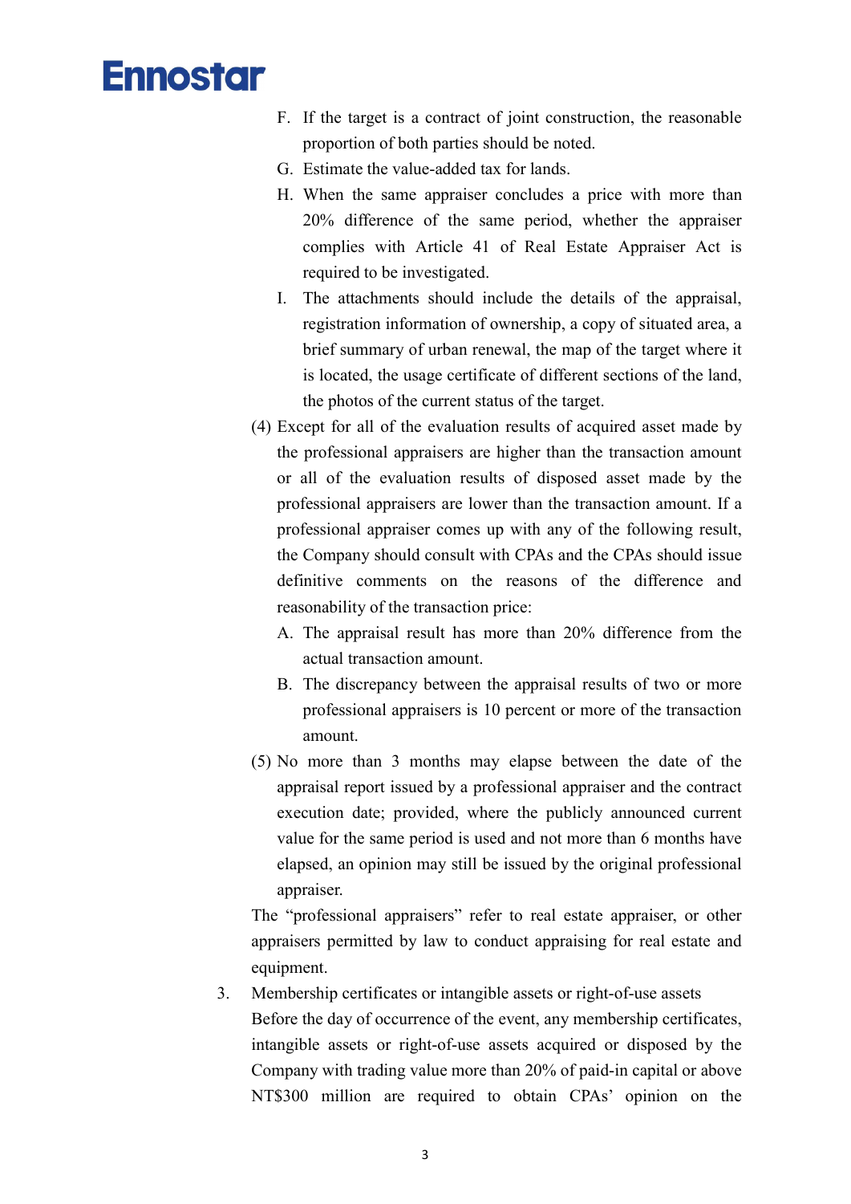F. If the target is a contract of joint construction, the reasonable proportion of both parties should be noted.

G. Estimate the value-added tax for lands.

H. When the same appraiser concludes a price with more than 20% difference of the same period, whether the appraiser complies with Article 41 of Real Estate Appraiser Act is required to be investigated.

I. The attachments should include the details of the appraisal, registration information of ownership, a copy of situated area, a brief summary of urban renewal, the map of the target where it is located, the usage certificate of different sections of the land, the photos of the current status of the target.

(4) Except for all of the evaluation results of acquired asset made by the professional appraisers are higher than the transaction amount or all of the evaluation results of disposed asset made by the professional appraisers are lower than the transaction amount. If a professional appraiser comes up with any of the following result, the Company should consult with CPAs and the CPAs should issue definitive comments on the reasons of the difference and reasonability of the transaction price:

A. The appraisal result has more than 20% difference from the actual transaction amount.

B. The discrepancy between the appraisal results of two or more professional appraisers is 10 percent or more of the transaction amount.

(5) No more than 3 months may elapse between the date of the appraisal report issued by a professional appraiser and the contract execution date; provided, where the publicly announced current value for the same period is used and not more than 6 months have elapsed, an opinion may still be issued by the original professional appraiser.

The "professional appraisers" refer to real estate appraiser, or other appraisers permitted by law to conduct appraising for real estate and equipment.

3. Membership certificates or intangible assets or right-of-use assets

Before the day of occurrence of the event, any membership certificates, intangible assets or right-of-use assets acquired or disposed by the Company with trading value more than 20% of paid-in capital or above NT$300 million are required to obtain CPAs' opinion on the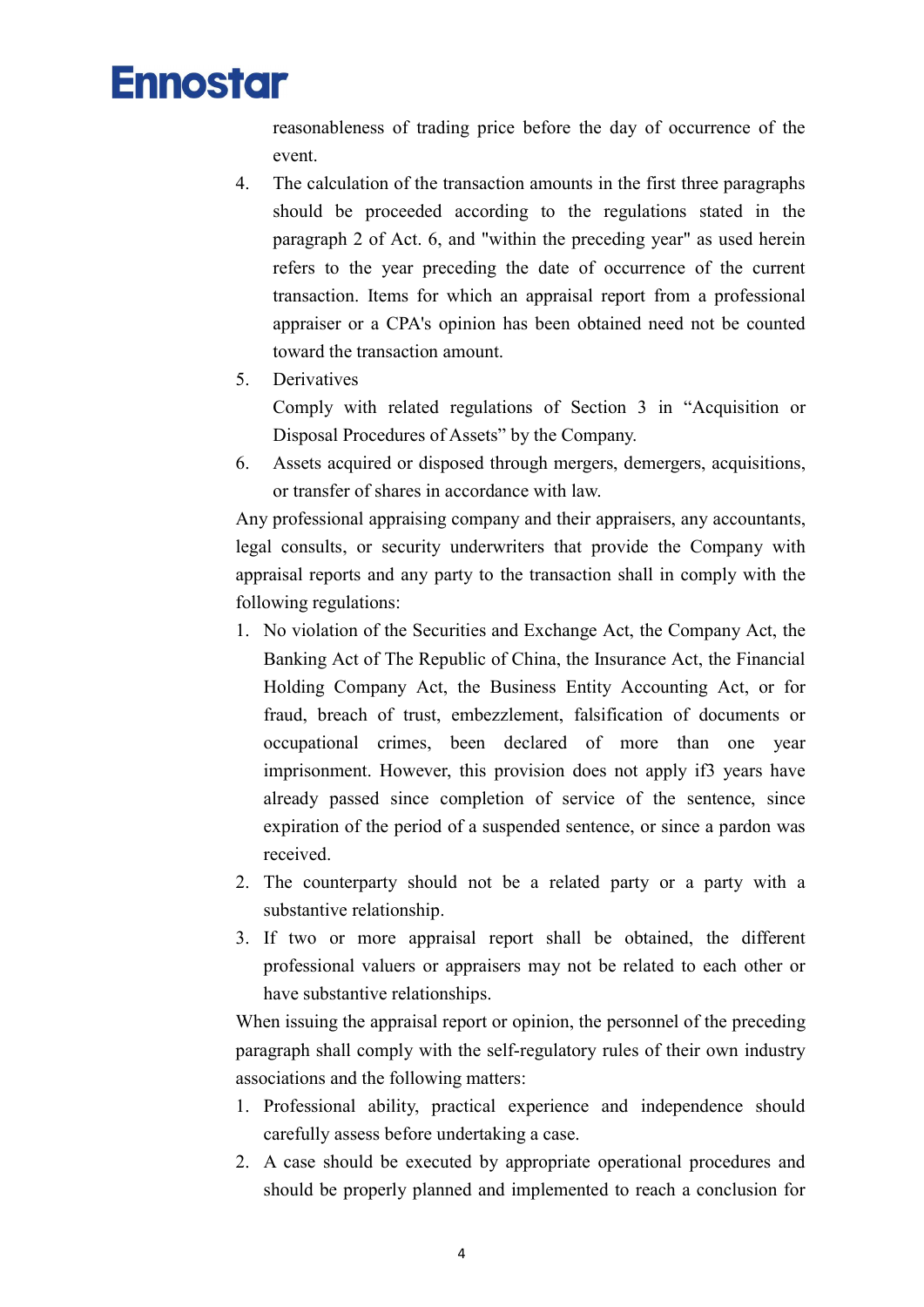reasonableness of trading price before the day of occurrence of the event.

4. The calculation of the transaction amounts in the first three paragraphs should be proceeded according to the regulations stated in the paragraph 2 of Act. 6, and "within the preceding year" as used herein refers to the year preceding the date of occurrence of the current transaction. Items for which an appraisal report from a professional appraiser or a CPA's opinion has been obtained need not be counted toward the transaction amount.
5. Derivatives

   Comply with related regulations of Section 3 in "Acquisition or Disposal Procedures of Assets" by the Company.
6. Assets acquired or disposed through mergers, demergers, acquisitions, or transfer of shares in accordance with law.

Any professional appraising company and their appraisers, any accountants, legal consults, or security underwriters that provide the Company with appraisal reports and any party to the transaction shall in comply with the following regulations:

1. No violation of the Securities and Exchange Act, the Company Act, the Banking Act of The Republic of China, the Insurance Act, the Financial Holding Company Act, the Business Entity Accounting Act, or for fraud, breach of trust, embezzlement, falsification of documents or occupational crimes, been declared of more than one year imprisonment. However, this provision does not apply if3 years have already passed since completion of service of the sentence, since expiration of the period of a suspended sentence, or since a pardon was received.
2. The counterparty should not be a related party or a party with a substantive relationship.
3. If two or more appraisal report shall be obtained, the different professional valuers or appraisers may not be related to each other or have substantive relationships.

When issuing the appraisal report or opinion, the personnel of the preceding paragraph shall comply with the self-regulatory rules of their own industry associations and the following matters:

1. Professional ability, practical experience and independence should carefully assess before undertaking a case.
2. A case should be executed by appropriate operational procedures and should be properly planned and implemented to reach a conclusion for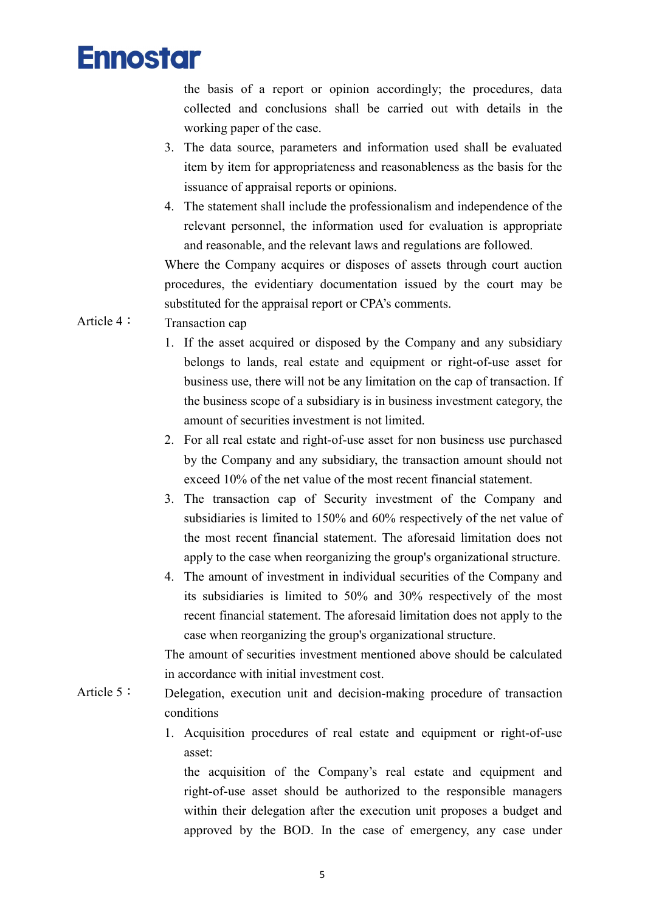the basis of a report or opinion accordingly; the procedures, data collected and conclusions shall be carried out with details in the working paper of the case.

3. The data source, parameters and information used shall be evaluated item by item for appropriateness and reasonableness as the basis for the issuance of appraisal reports or opinions.
4. The statement shall include the professionalism and independence of the relevant personnel, the information used for evaluation is appropriate and reasonable, and the relevant laws and regulations are followed.

Where the Company acquires or disposes of assets through court auction procedures, the evidentiary documentation issued by the court may be substituted for the appraisal report or CPA's comments.

Article 4： Transaction cap

1. If the asset acquired or disposed by the Company and any subsidiary belongs to lands, real estate and equipment or right-of-use asset for business use, there will not be any limitation on the cap of transaction. If the business scope of a subsidiary is in business investment category, the amount of securities investment is not limited.
2. For all real estate and right-of-use asset for non business use purchased by the Company and any subsidiary, the transaction amount should not exceed 10% of the net value of the most recent financial statement.
3. The transaction cap of Security investment of the Company and subsidiaries is limited to 150% and 60% respectively of the net value of the most recent financial statement. The aforesaid limitation does not apply to the case when reorganizing the group's organizational structure.
4. The amount of investment in individual securities of the Company and its subsidiaries is limited to 50% and 30% respectively of the most recent financial statement. The aforesaid limitation does not apply to the case when reorganizing the group's organizational structure.

The amount of securities investment mentioned above should be calculated in accordance with initial investment cost.

Article 5： Delegation, execution unit and decision-making procedure of transaction conditions

1. Acquisition procedures of real estate and equipment or right-of-use asset:

   the acquisition of the Company's real estate and equipment and right-of-use asset should be authorized to the responsible managers within their delegation after the execution unit proposes a budget and approved by the BOD. In the case of emergency, any case under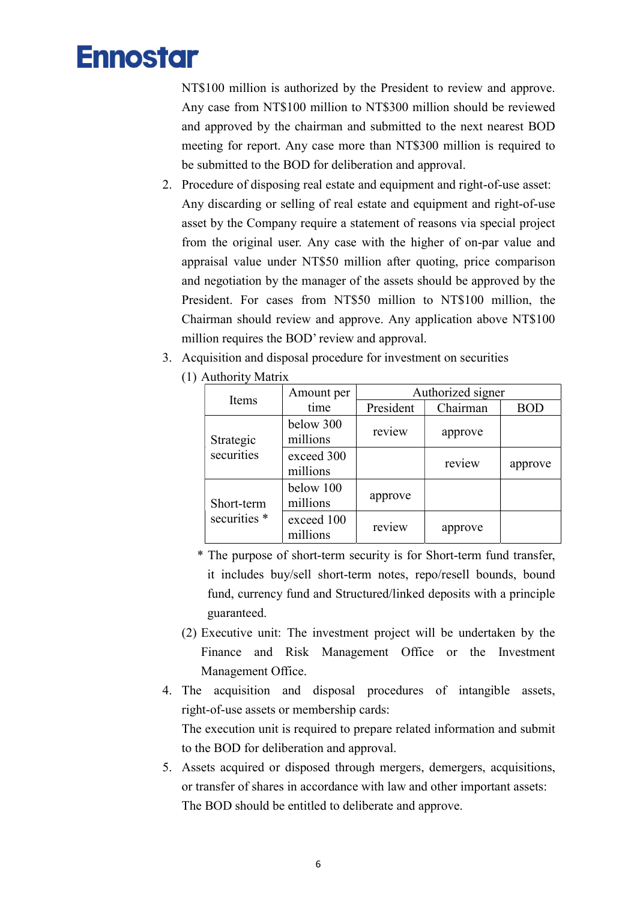NT$100 million is authorized by the President to review and approve. Any case from NT$100 million to NT$300 million should be reviewed and approved by the chairman and submitted to the next nearest BOD meeting for report. Any case more than NT$300 million is required to be submitted to the BOD for deliberation and approval.

2. Procedure of disposing real estate and equipment and right-of-use asset: Any discarding or selling of real estate and equipment and right-of-use asset by the Company require a statement of reasons via special project from the original user. Any case with the higher of on-par value and appraisal value under NT$50 million after quoting, price comparison and negotiation by the manager of the assets should be approved by the President. For cases from NT$50 million to NT$100 million, the Chairman should review and approve. Any application above NT$100 million requires the BOD' review and approval.

3. Acquisition and disposal procedure for investment on securities

   (1) Authority Matrix

| Items | Amount per time | Authorized signer | | |
|---|---|---|---|---|
| | | President | Chairman | BOD |
| Strategic securities | below 300 millions | review | approve | |
| | exceed 300 millions | | review | approve |
| Short-term securities * | below 100 millions | approve | | |
| | exceed 100 millions | review | approve | |

   * The purpose of short-term security is for Short-term fund transfer, it includes buy/sell short-term notes, repo/resell bounds, bound fund, currency fund and Structured/linked deposits with a principle guaranteed.

   (2) Executive unit: The investment project will be undertaken by the Finance and Risk Management Office or the Investment Management Office.

4. The acquisition and disposal procedures of intangible assets, right-of-use assets or membership cards:
   The execution unit is required to prepare related information and submit to the BOD for deliberation and approval.

5. Assets acquired or disposed through mergers, demergers, acquisitions, or transfer of shares in accordance with law and other important assets: The BOD should be entitled to deliberate and approve.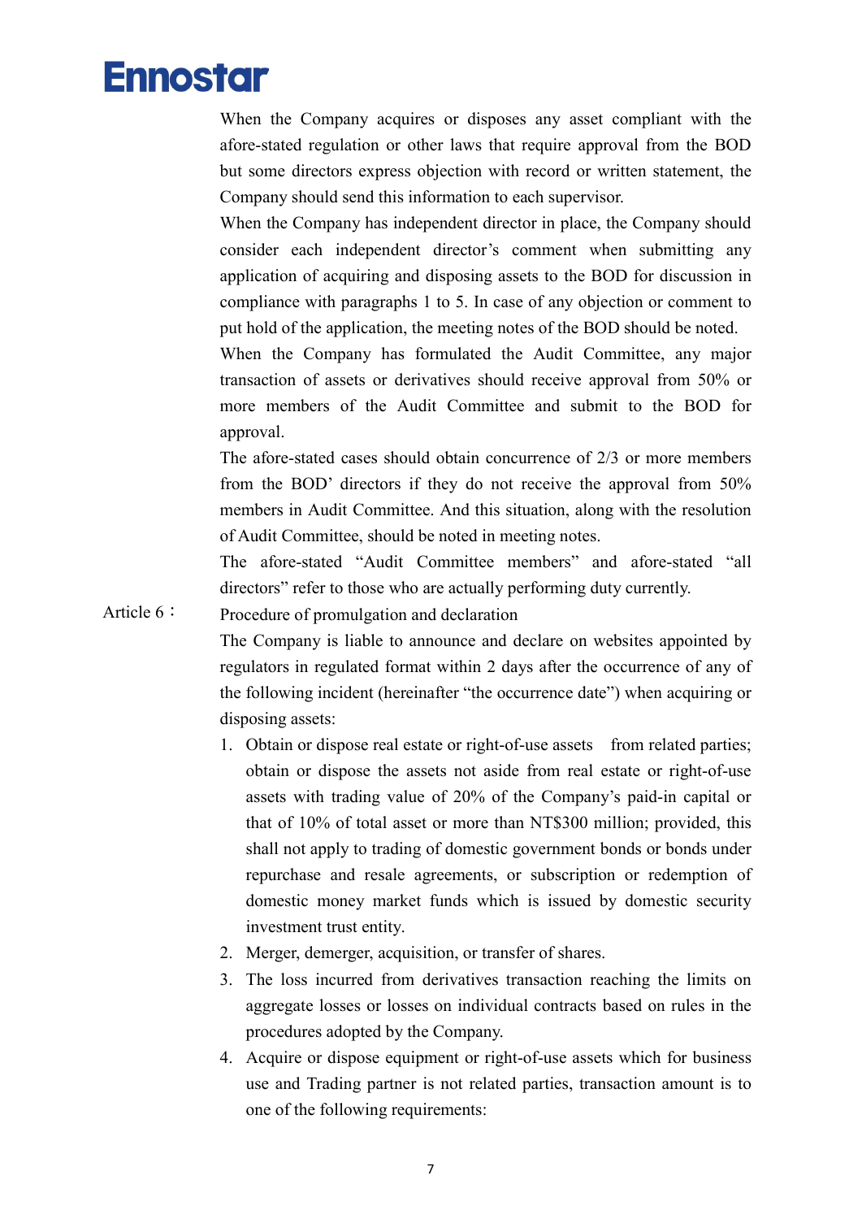When the Company acquires or disposes any asset compliant with the afore-stated regulation or other laws that require approval from the BOD but some directors express objection with record or written statement, the Company should send this information to each supervisor.

When the Company has independent director in place, the Company should consider each independent director's comment when submitting any application of acquiring and disposing assets to the BOD for discussion in compliance with paragraphs 1 to 5. In case of any objection or comment to put hold of the application, the meeting notes of the BOD should be noted.

When the Company has formulated the Audit Committee, any major transaction of assets or derivatives should receive approval from 50% or more members of the Audit Committee and submit to the BOD for approval.

The afore-stated cases should obtain concurrence of 2/3 or more members from the BOD' directors if they do not receive the approval from 50% members in Audit Committee. And this situation, along with the resolution of Audit Committee, should be noted in meeting notes.

The afore-stated "Audit Committee members" and afore-stated "all directors" refer to those who are actually performing duty currently.

Article 6： Procedure of promulgation and declaration

The Company is liable to announce and declare on websites appointed by regulators in regulated format within 2 days after the occurrence of any of the following incident (hereinafter "the occurrence date") when acquiring or disposing assets:

1. Obtain or dispose real estate or right-of-use assets from related parties; obtain or dispose the assets not aside from real estate or right-of-use assets with trading value of 20% of the Company's paid-in capital or that of 10% of total asset or more than NT$300 million; provided, this shall not apply to trading of domestic government bonds or bonds under repurchase and resale agreements, or subscription or redemption of domestic money market funds which is issued by domestic security investment trust entity.
2. Merger, demerger, acquisition, or transfer of shares.
3. The loss incurred from derivatives transaction reaching the limits on aggregate losses or losses on individual contracts based on rules in the procedures adopted by the Company.
4. Acquire or dispose equipment or right-of-use assets which for business use and Trading partner is not related parties, transaction amount is to one of the following requirements: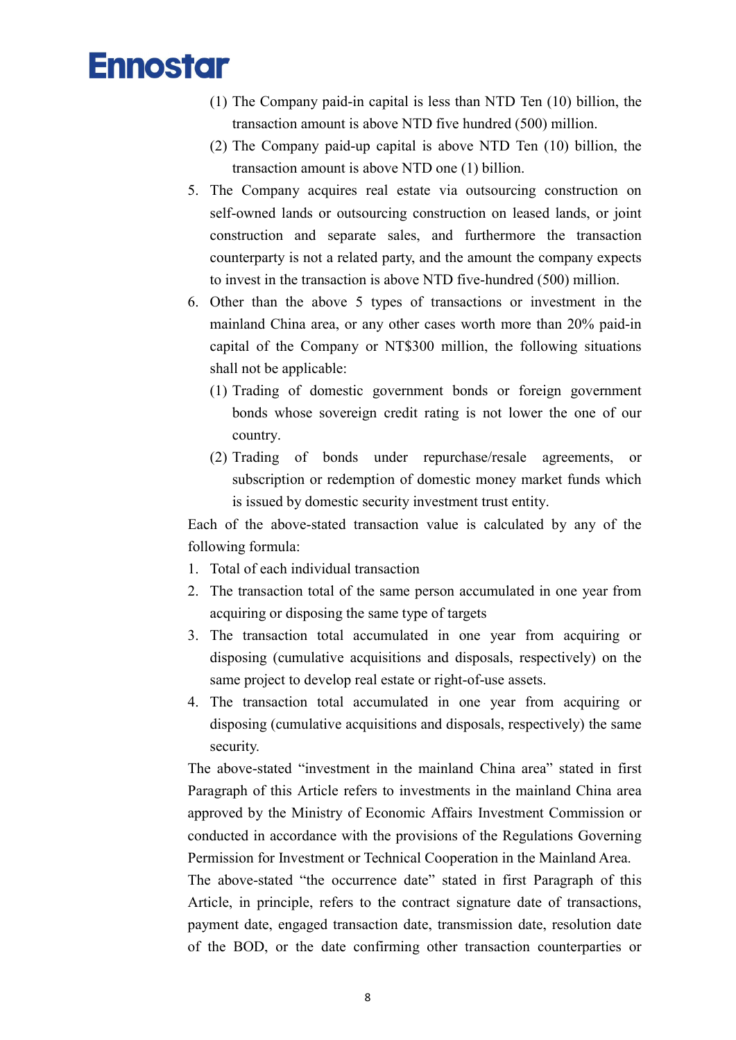(1) The Company paid-in capital is less than NTD Ten (10) billion, the transaction amount is above NTD five hundred (500) million.

(2) The Company paid-up capital is above NTD Ten (10) billion, the transaction amount is above NTD one (1) billion.

5. The Company acquires real estate via outsourcing construction on self-owned lands or outsourcing construction on leased lands, or joint construction and separate sales, and furthermore the transaction counterparty is not a related party, and the amount the company expects to invest in the transaction is above NTD five-hundred (500) million.

6. Other than the above 5 types of transactions or investment in the mainland China area, or any other cases worth more than 20% paid-in capital of the Company or NT$300 million, the following situations shall not be applicable:

   (1) Trading of domestic government bonds or foreign government bonds whose sovereign credit rating is not lower the one of our country.

   (2) Trading of bonds under repurchase/resale agreements, or subscription or redemption of domestic money market funds which is issued by domestic security investment trust entity.

Each of the above-stated transaction value is calculated by any of the following formula:

1. Total of each individual transaction
2. The transaction total of the same person accumulated in one year from acquiring or disposing the same type of targets
3. The transaction total accumulated in one year from acquiring or disposing (cumulative acquisitions and disposals, respectively) on the same project to develop real estate or right-of-use assets.
4. The transaction total accumulated in one year from acquiring or disposing (cumulative acquisitions and disposals, respectively) the same security.

The above-stated "investment in the mainland China area" stated in first Paragraph of this Article refers to investments in the mainland China area approved by the Ministry of Economic Affairs Investment Commission or conducted in accordance with the provisions of the Regulations Governing Permission for Investment or Technical Cooperation in the Mainland Area.

The above-stated "the occurrence date" stated in first Paragraph of this Article, in principle, refers to the contract signature date of transactions, payment date, engaged transaction date, transmission date, resolution date of the BOD, or the date confirming other transaction counterparties or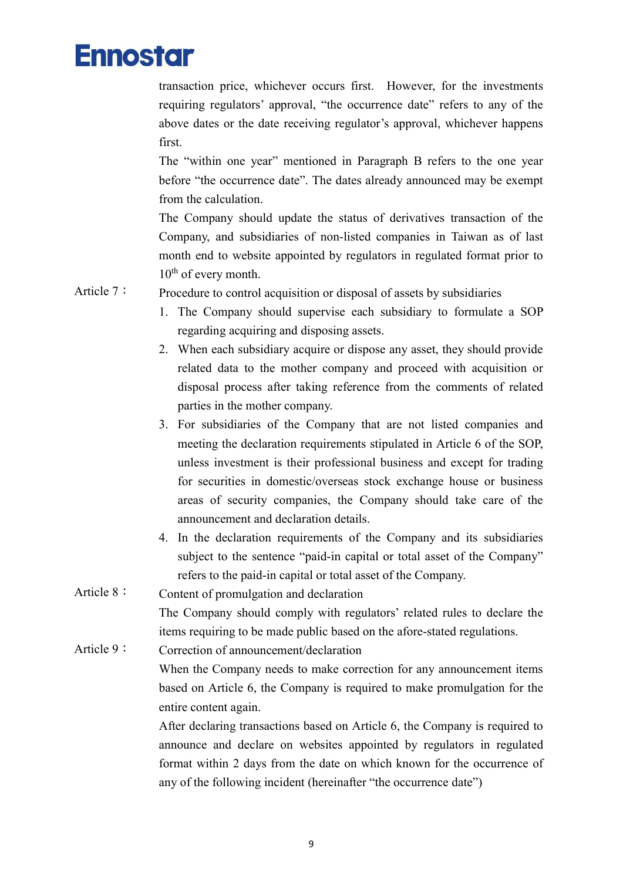transaction price, whichever occurs first. However, for the investments requiring regulators' approval, "the occurrence date" refers to any of the above dates or the date receiving regulator's approval, whichever happens first.

The "within one year" mentioned in Paragraph B refers to the one year before "the occurrence date". The dates already announced may be exempt from the calculation.

The Company should update the status of derivatives transaction of the Company, and subsidiaries of non-listed companies in Taiwan as of last month end to website appointed by regulators in regulated format prior to 10th of every month.

Article 7： Procedure to control acquisition or disposal of assets by subsidiaries

1. The Company should supervise each subsidiary to formulate a SOP regarding acquiring and disposing assets.
2. When each subsidiary acquire or dispose any asset, they should provide related data to the mother company and proceed with acquisition or disposal process after taking reference from the comments of related parties in the mother company.
3. For subsidiaries of the Company that are not listed companies and meeting the declaration requirements stipulated in Article 6 of the SOP, unless investment is their professional business and except for trading for securities in domestic/overseas stock exchange house or business areas of security companies, the Company should take care of the announcement and declaration details.
4. In the declaration requirements of the Company and its subsidiaries subject to the sentence "paid-in capital or total asset of the Company" refers to the paid-in capital or total asset of the Company.

Article 8： Content of promulgation and declaration

The Company should comply with regulators' related rules to declare the items requiring to be made public based on the afore-stated regulations.

Article 9： Correction of announcement/declaration

When the Company needs to make correction for any announcement items based on Article 6, the Company is required to make promulgation for the entire content again.

After declaring transactions based on Article 6, the Company is required to announce and declare on websites appointed by regulators in regulated format within 2 days from the date on which known for the occurrence of any of the following incident (hereinafter "the occurrence date")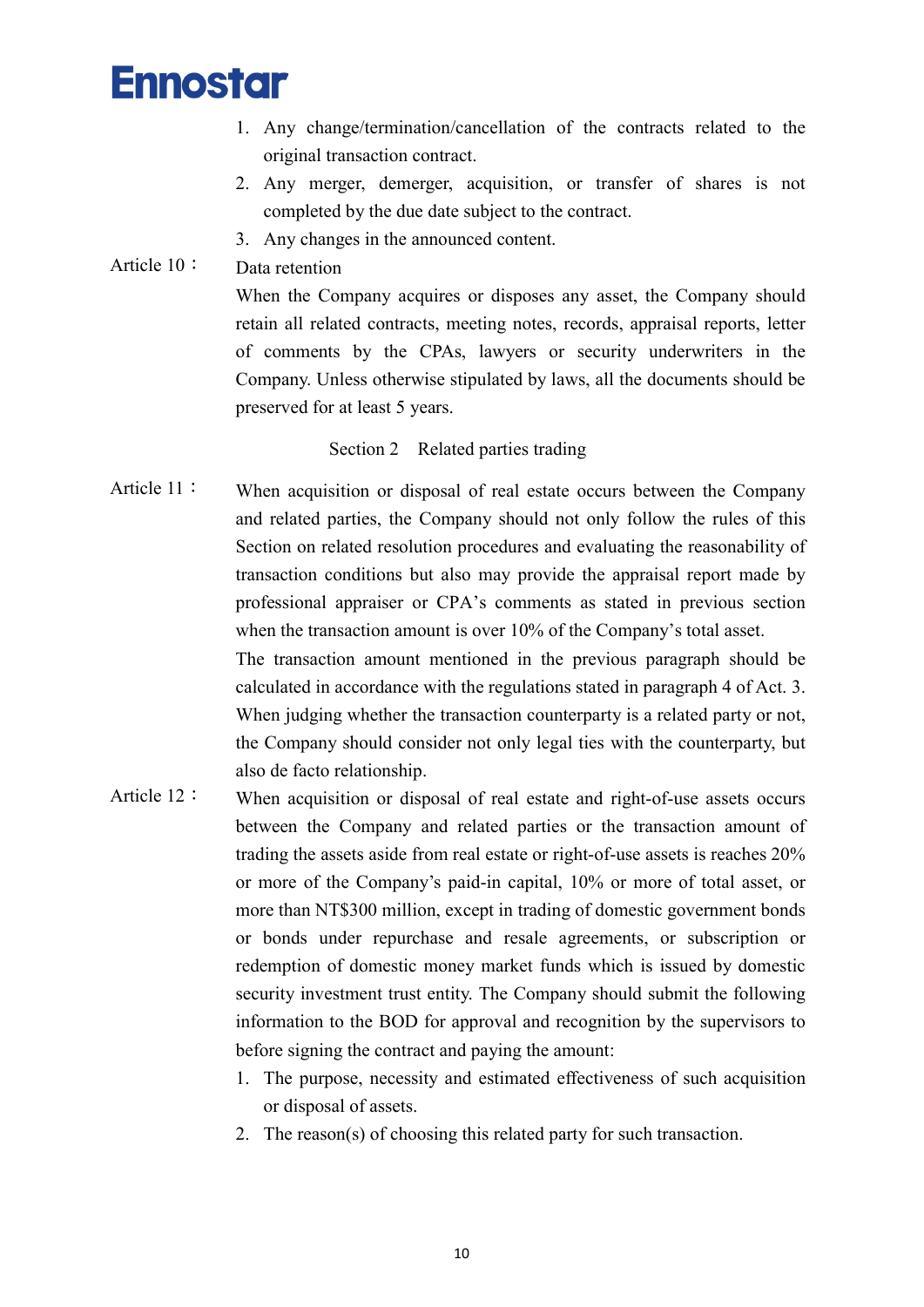1. Any change/termination/cancellation of the contracts related to the original transaction contract.
2. Any merger, demerger, acquisition, or transfer of shares is not completed by the due date subject to the contract.
3. Any changes in the announced content.

Article 10： Data retention

When the Company acquires or disposes any asset, the Company should retain all related contracts, meeting notes, records, appraisal reports, letter of comments by the CPAs, lawyers or security underwriters in the Company. Unless otherwise stipulated by laws, all the documents should be preserved for at least 5 years.

## Section 2 Related parties trading

Article 11： When acquisition or disposal of real estate occurs between the Company and related parties, the Company should not only follow the rules of this Section on related resolution procedures and evaluating the reasonability of transaction conditions but also may provide the appraisal report made by professional appraiser or CPA's comments as stated in previous section when the transaction amount is over 10% of the Company's total asset.

The transaction amount mentioned in the previous paragraph should be calculated in accordance with the regulations stated in paragraph 4 of Act. 3.

When judging whether the transaction counterparty is a related party or not, the Company should consider not only legal ties with the counterparty, but also de facto relationship.

Article 12： When acquisition or disposal of real estate and right-of-use assets occurs between the Company and related parties or the transaction amount of trading the assets aside from real estate or right-of-use assets is reaches 20% or more of the Company's paid-in capital, 10% or more of total asset, or more than NT$300 million, except in trading of domestic government bonds or bonds under repurchase and resale agreements, or subscription or redemption of domestic money market funds which is issued by domestic security investment trust entity. The Company should submit the following information to the BOD for approval and recognition by the supervisors to before signing the contract and paying the amount:

1. The purpose, necessity and estimated effectiveness of such acquisition or disposal of assets.
2. The reason(s) of choosing this related party for such transaction.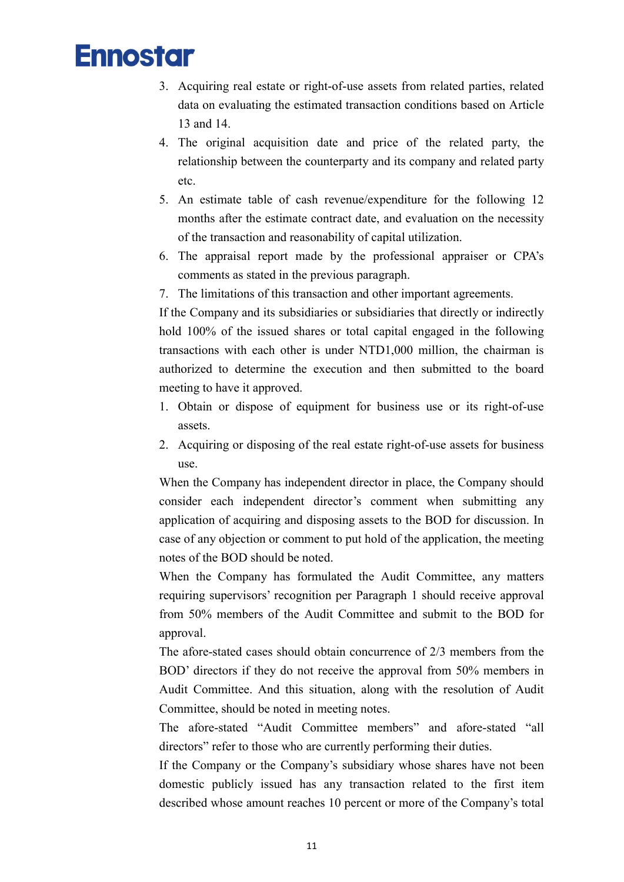3. Acquiring real estate or right-of-use assets from related parties, related data on evaluating the estimated transaction conditions based on Article 13 and 14.
4. The original acquisition date and price of the related party, the relationship between the counterparty and its company and related party etc.
5. An estimate table of cash revenue/expenditure for the following 12 months after the estimate contract date, and evaluation on the necessity of the transaction and reasonability of capital utilization.
6. The appraisal report made by the professional appraiser or CPA's comments as stated in the previous paragraph.
7. The limitations of this transaction and other important agreements.

If the Company and its subsidiaries or subsidiaries that directly or indirectly hold 100% of the issued shares or total capital engaged in the following transactions with each other is under NTD1,000 million, the chairman is authorized to determine the execution and then submitted to the board meeting to have it approved.

1. Obtain or dispose of equipment for business use or its right-of-use assets.
2. Acquiring or disposing of the real estate right-of-use assets for business use.

When the Company has independent director in place, the Company should consider each independent director's comment when submitting any application of acquiring and disposing assets to the BOD for discussion. In case of any objection or comment to put hold of the application, the meeting notes of the BOD should be noted.

When the Company has formulated the Audit Committee, any matters requiring supervisors' recognition per Paragraph 1 should receive approval from 50% members of the Audit Committee and submit to the BOD for approval.

The afore-stated cases should obtain concurrence of 2/3 members from the BOD' directors if they do not receive the approval from 50% members in Audit Committee. And this situation, along with the resolution of Audit Committee, should be noted in meeting notes.

The afore-stated "Audit Committee members" and afore-stated "all directors" refer to those who are currently performing their duties.

If the Company or the Company's subsidiary whose shares have not been domestic publicly issued has any transaction related to the first item described whose amount reaches 10 percent or more of the Company's total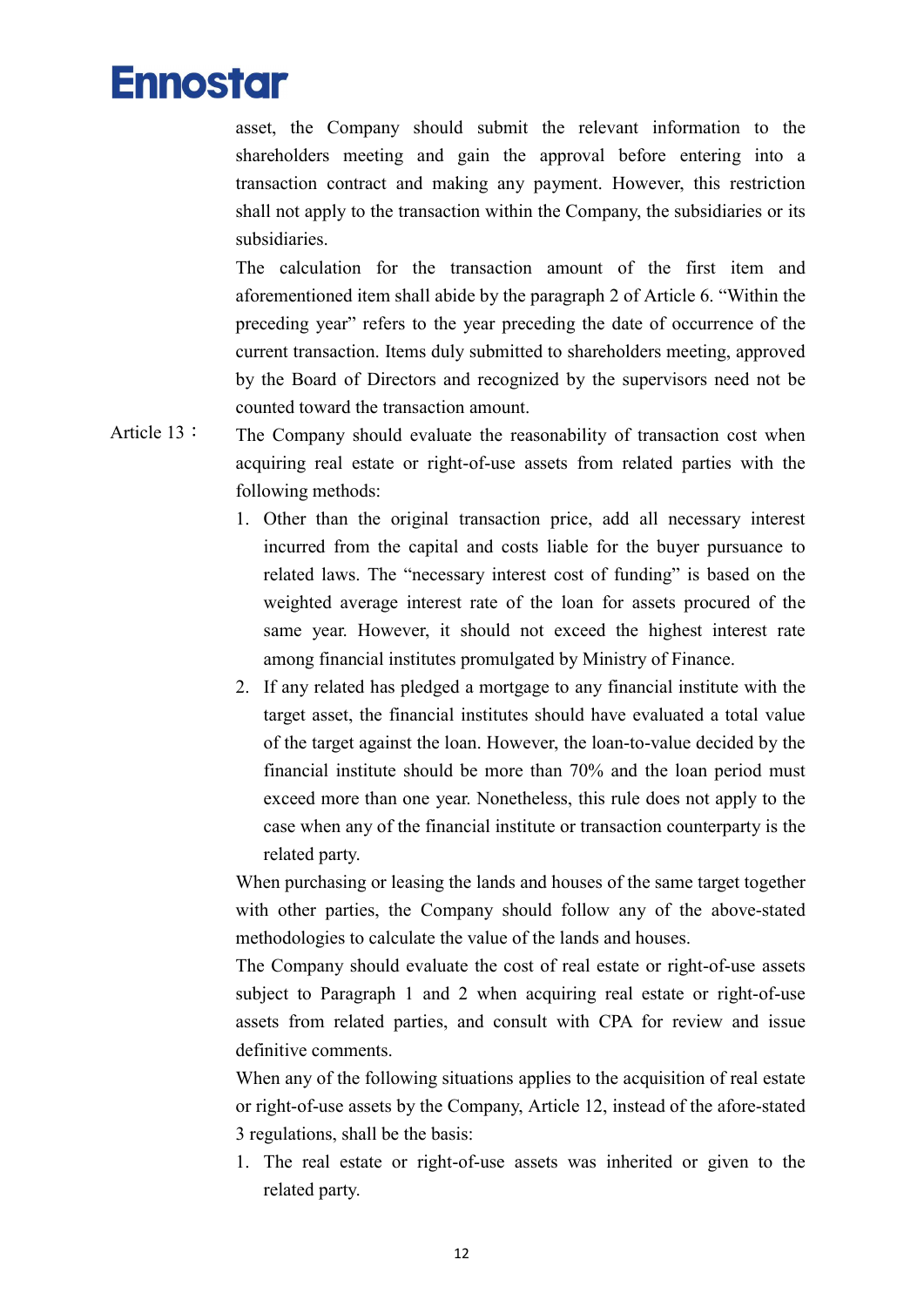asset, the Company should submit the relevant information to the shareholders meeting and gain the approval before entering into a transaction contract and making any payment. However, this restriction shall not apply to the transaction within the Company, the subsidiaries or its subsidiaries.

The calculation for the transaction amount of the first item and aforementioned item shall abide by the paragraph 2 of Article 6. "Within the preceding year" refers to the year preceding the date of occurrence of the current transaction. Items duly submitted to shareholders meeting, approved by the Board of Directors and recognized by the supervisors need not be counted toward the transaction amount.

Article 13： The Company should evaluate the reasonability of transaction cost when acquiring real estate or right-of-use assets from related parties with the following methods:

1. Other than the original transaction price, add all necessary interest incurred from the capital and costs liable for the buyer pursuance to related laws. The "necessary interest cost of funding" is based on the weighted average interest rate of the loan for assets procured of the same year. However, it should not exceed the highest interest rate among financial institutes promulgated by Ministry of Finance.
2. If any related has pledged a mortgage to any financial institute with the target asset, the financial institutes should have evaluated a total value of the target against the loan. However, the loan-to-value decided by the financial institute should be more than 70% and the loan period must exceed more than one year. Nonetheless, this rule does not apply to the case when any of the financial institute or transaction counterparty is the related party.

When purchasing or leasing the lands and houses of the same target together with other parties, the Company should follow any of the above-stated methodologies to calculate the value of the lands and houses.

The Company should evaluate the cost of real estate or right-of-use assets subject to Paragraph 1 and 2 when acquiring real estate or right-of-use assets from related parties, and consult with CPA for review and issue definitive comments.

When any of the following situations applies to the acquisition of real estate or right-of-use assets by the Company, Article 12, instead of the afore-stated 3 regulations, shall be the basis:

1. The real estate or right-of-use assets was inherited or given to the related party.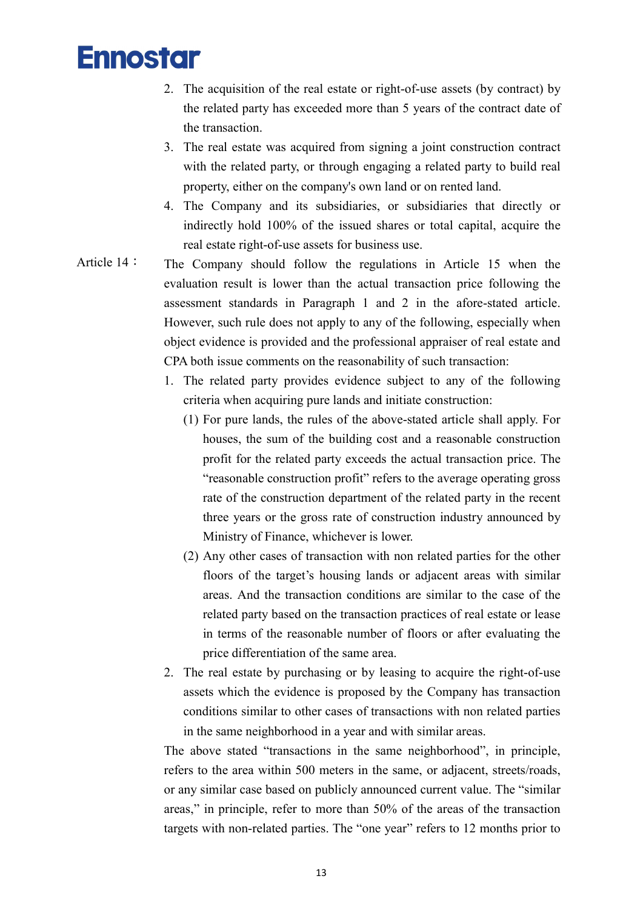2. The acquisition of the real estate or right-of-use assets (by contract) by the related party has exceeded more than 5 years of the contract date of the transaction.
3. The real estate was acquired from signing a joint construction contract with the related party, or through engaging a related party to build real property, either on the company's own land or on rented land.
4. The Company and its subsidiaries, or subsidiaries that directly or indirectly hold 100% of the issued shares or total capital, acquire the real estate right-of-use assets for business use.

Article 14： The Company should follow the regulations in Article 15 when the evaluation result is lower than the actual transaction price following the assessment standards in Paragraph 1 and 2 in the afore-stated article. However, such rule does not apply to any of the following, especially when object evidence is provided and the professional appraiser of real estate and CPA both issue comments on the reasonability of such transaction:

1. The related party provides evidence subject to any of the following criteria when acquiring pure lands and initiate construction:
   (1) For pure lands, the rules of the above-stated article shall apply. For houses, the sum of the building cost and a reasonable construction profit for the related party exceeds the actual transaction price. The "reasonable construction profit" refers to the average operating gross rate of the construction department of the related party in the recent three years or the gross rate of construction industry announced by Ministry of Finance, whichever is lower.
   (2) Any other cases of transaction with non related parties for the other floors of the target's housing lands or adjacent areas with similar areas. And the transaction conditions are similar to the case of the related party based on the transaction practices of real estate or lease in terms of the reasonable number of floors or after evaluating the price differentiation of the same area.
2. The real estate by purchasing or by leasing to acquire the right-of-use assets which the evidence is proposed by the Company has transaction conditions similar to other cases of transactions with non related parties in the same neighborhood in a year and with similar areas.

The above stated "transactions in the same neighborhood", in principle, refers to the area within 500 meters in the same, or adjacent, streets/roads, or any similar case based on publicly announced current value. The "similar areas," in principle, refer to more than 50% of the areas of the transaction targets with non-related parties. The "one year" refers to 12 months prior to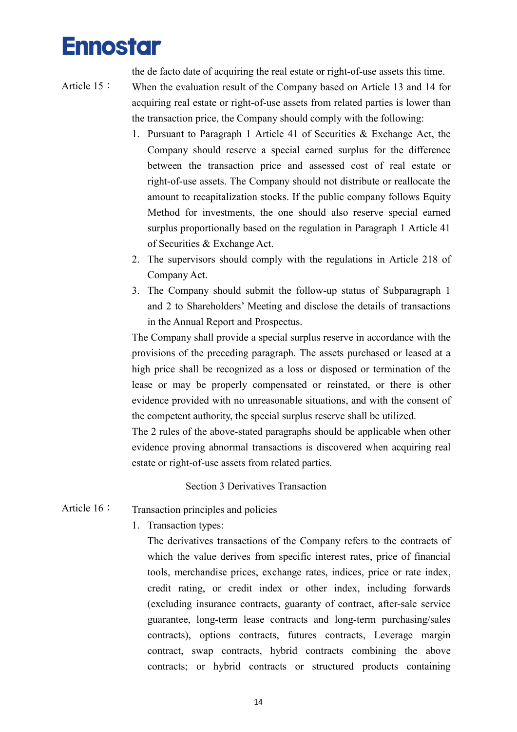the de facto date of acquiring the real estate or right-of-use assets this time.

Article 15： When the evaluation result of the Company based on Article 13 and 14 for acquiring real estate or right-of-use assets from related parties is lower than the transaction price, the Company should comply with the following:

1. Pursuant to Paragraph 1 Article 41 of Securities & Exchange Act, the Company should reserve a special earned surplus for the difference between the transaction price and assessed cost of real estate or right-of-use assets. The Company should not distribute or reallocate the amount to recapitalization stocks. If the public company follows Equity Method for investments, the one should also reserve special earned surplus proportionally based on the regulation in Paragraph 1 Article 41 of Securities & Exchange Act.
2. The supervisors should comply with the regulations in Article 218 of Company Act.
3. The Company should submit the follow-up status of Subparagraph 1 and 2 to Shareholders' Meeting and disclose the details of transactions in the Annual Report and Prospectus.

The Company shall provide a special surplus reserve in accordance with the provisions of the preceding paragraph. The assets purchased or leased at a high price shall be recognized as a loss or disposed or termination of the lease or may be properly compensated or reinstated, or there is other evidence provided with no unreasonable situations, and with the consent of the competent authority, the special surplus reserve shall be utilized.

The 2 rules of the above-stated paragraphs should be applicable when other evidence proving abnormal transactions is discovered when acquiring real estate or right-of-use assets from related parties.

## Section 3 Derivatives Transaction

Article 16： Transaction principles and policies

1. Transaction types:

   The derivatives transactions of the Company refers to the contracts of which the value derives from specific interest rates, price of financial tools, merchandise prices, exchange rates, indices, price or rate index, credit rating, or credit index or other index, including forwards (excluding insurance contracts, guaranty of contract, after-sale service guarantee, long-term lease contracts and long-term purchasing/sales contracts), options contracts, futures contracts, Leverage margin contract, swap contracts, hybrid contracts combining the above contracts; or hybrid contracts or structured products containing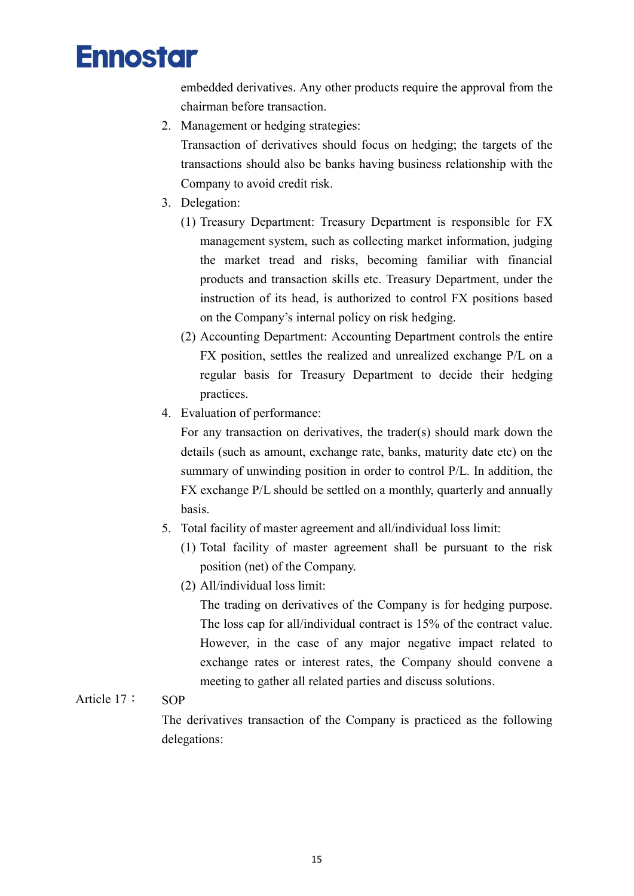embedded derivatives. Any other products require the approval from the chairman before transaction.

2. Management or hedging strategies:
   Transaction of derivatives should focus on hedging; the targets of the transactions should also be banks having business relationship with the Company to avoid credit risk.
3. Delegation:
   (1) Treasury Department: Treasury Department is responsible for FX management system, such as collecting market information, judging the market tread and risks, becoming familiar with financial products and transaction skills etc. Treasury Department, under the instruction of its head, is authorized to control FX positions based on the Company's internal policy on risk hedging.
   (2) Accounting Department: Accounting Department controls the entire FX position, settles the realized and unrealized exchange P/L on a regular basis for Treasury Department to decide their hedging practices.
4. Evaluation of performance:
   For any transaction on derivatives, the trader(s) should mark down the details (such as amount, exchange rate, banks, maturity date etc) on the summary of unwinding position in order to control P/L. In addition, the FX exchange P/L should be settled on a monthly, quarterly and annually basis.
5. Total facility of master agreement and all/individual loss limit:
   (1) Total facility of master agreement shall be pursuant to the risk position (net) of the Company.
   (2) All/individual loss limit:
   The trading on derivatives of the Company is for hedging purpose. The loss cap for all/individual contract is 15% of the contract value. However, in the case of any major negative impact related to exchange rates or interest rates, the Company should convene a meeting to gather all related parties and discuss solutions.

Article 17： SOP

The derivatives transaction of the Company is practiced as the following delegations: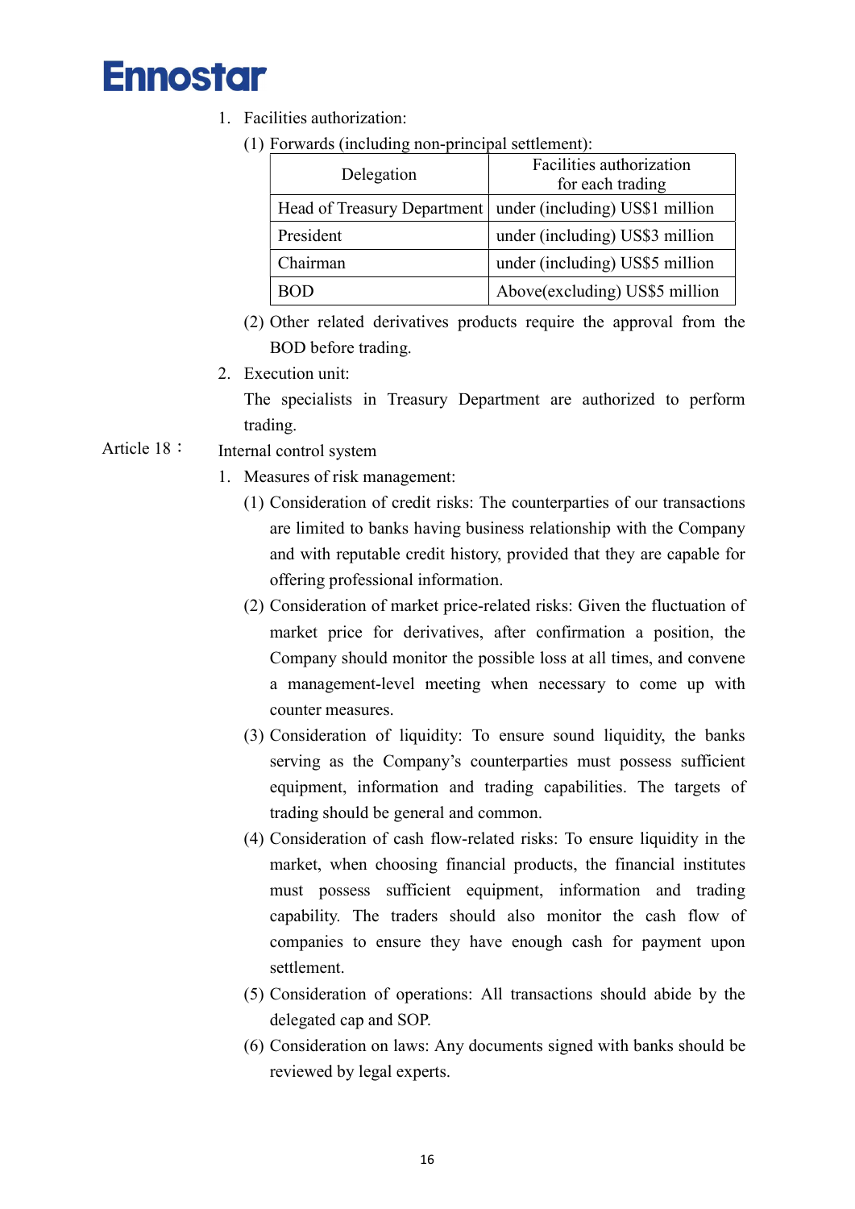1. Facilities authorization:

   (1) Forwards (including non-principal settlement):

| Delegation | Facilities authorization for each trading |
|---|---|
| Head of Treasury Department | under (including) US$1 million |
| President | under (including) US$3 million |
| Chairman | under (including) US$5 million |
| BOD | Above(excluding) US$5 million |

   (2) Other related derivatives products require the approval from the BOD before trading.

2. Execution unit:

   The specialists in Treasury Department are authorized to perform trading.

Article 18： Internal control system

1. Measures of risk management:

   (1) Consideration of credit risks: The counterparties of our transactions are limited to banks having business relationship with the Company and with reputable credit history, provided that they are capable for offering professional information.

   (2) Consideration of market price-related risks: Given the fluctuation of market price for derivatives, after confirmation a position, the Company should monitor the possible loss at all times, and convene a management-level meeting when necessary to come up with counter measures.

   (3) Consideration of liquidity: To ensure sound liquidity, the banks serving as the Company's counterparties must possess sufficient equipment, information and trading capabilities. The targets of trading should be general and common.

   (4) Consideration of cash flow-related risks: To ensure liquidity in the market, when choosing financial products, the financial institutes must possess sufficient equipment, information and trading capability. The traders should also monitor the cash flow of companies to ensure they have enough cash for payment upon settlement.

   (5) Consideration of operations: All transactions should abide by the delegated cap and SOP.

   (6) Consideration on laws: Any documents signed with banks should be reviewed by legal experts.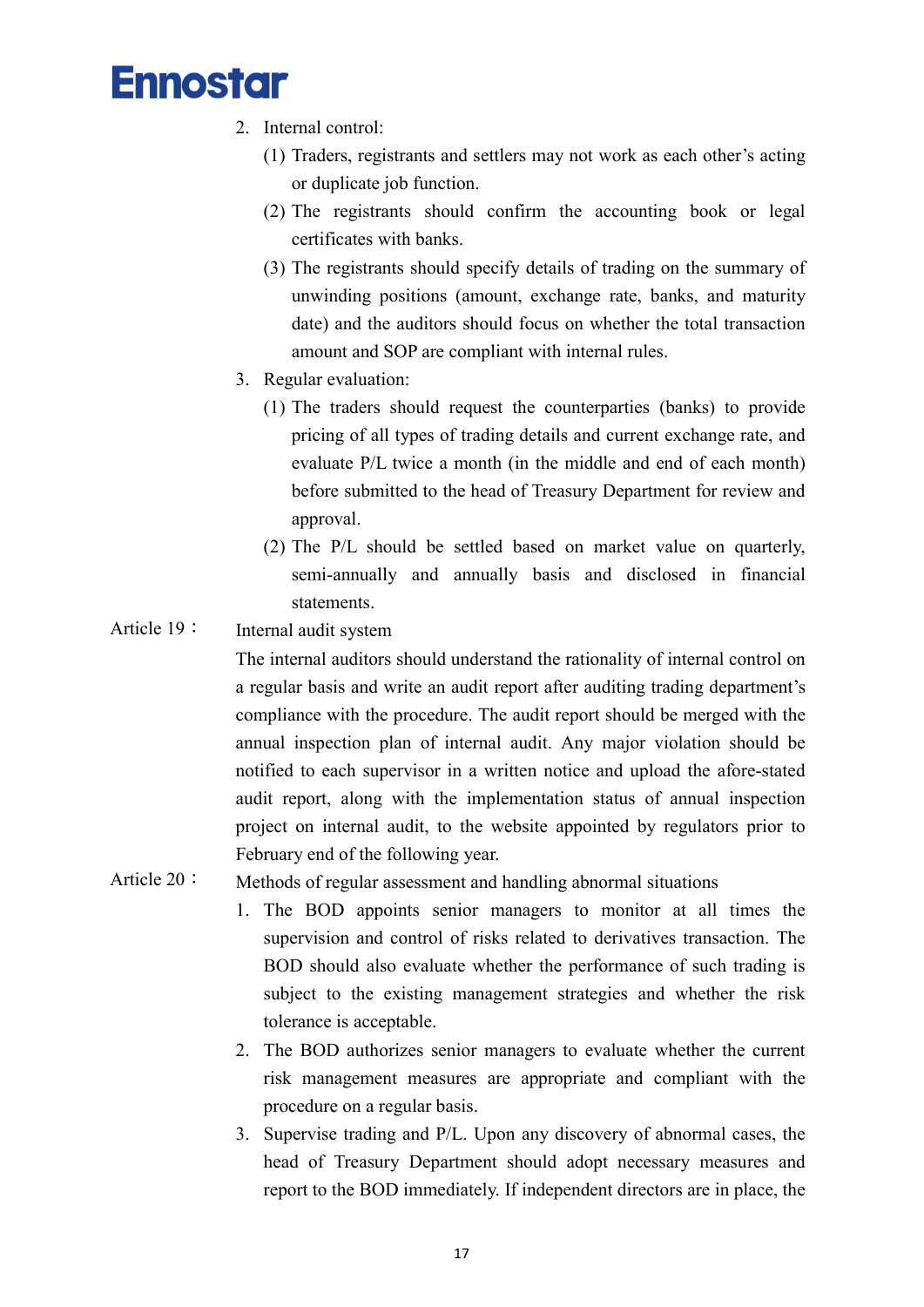2. Internal control:
   (1) Traders, registrants and settlers may not work as each other's acting or duplicate job function.
   (2) The registrants should confirm the accounting book or legal certificates with banks.
   (3) The registrants should specify details of trading on the summary of unwinding positions (amount, exchange rate, banks, and maturity date) and the auditors should focus on whether the total transaction amount and SOP are compliant with internal rules.
3. Regular evaluation:
   (1) The traders should request the counterparties (banks) to provide pricing of all types of trading details and current exchange rate, and evaluate P/L twice a month (in the middle and end of each month) before submitted to the head of Treasury Department for review and approval.
   (2) The P/L should be settled based on market value on quarterly, semi-annually and annually basis and disclosed in financial statements.

Article 19： Internal audit system

The internal auditors should understand the rationality of internal control on a regular basis and write an audit report after auditing trading department's compliance with the procedure. The audit report should be merged with the annual inspection plan of internal audit. Any major violation should be notified to each supervisor in a written notice and upload the afore-stated audit report, along with the implementation status of annual inspection project on internal audit, to the website appointed by regulators prior to February end of the following year.

Article 20： Methods of regular assessment and handling abnormal situations

1. The BOD appoints senior managers to monitor at all times the supervision and control of risks related to derivatives transaction. The BOD should also evaluate whether the performance of such trading is subject to the existing management strategies and whether the risk tolerance is acceptable.
2. The BOD authorizes senior managers to evaluate whether the current risk management measures are appropriate and compliant with the procedure on a regular basis.
3. Supervise trading and P/L. Upon any discovery of abnormal cases, the head of Treasury Department should adopt necessary measures and report to the BOD immediately. If independent directors are in place, the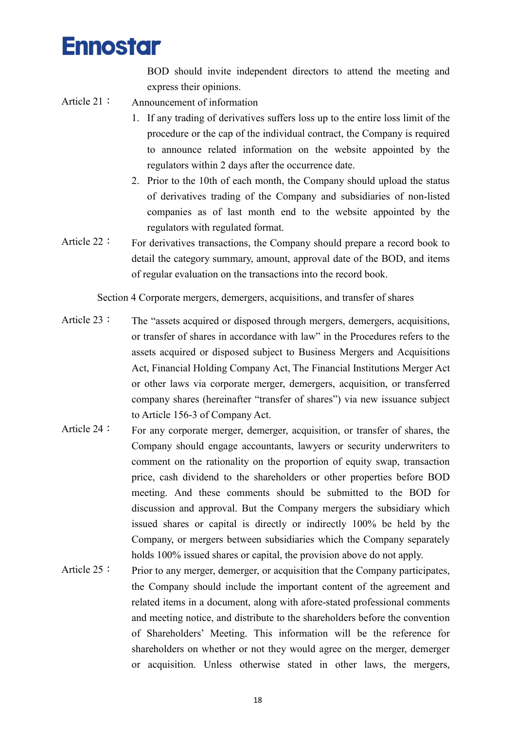BOD should invite independent directors to attend the meeting and express their opinions.

Article 21： Announcement of information

1. If any trading of derivatives suffers loss up to the entire loss limit of the procedure or the cap of the individual contract, the Company is required to announce related information on the website appointed by the regulators within 2 days after the occurrence date.
2. Prior to the 10th of each month, the Company should upload the status of derivatives trading of the Company and subsidiaries of non-listed companies as of last month end to the website appointed by the regulators with regulated format.

Article 22： For derivatives transactions, the Company should prepare a record book to detail the category summary, amount, approval date of the BOD, and items of regular evaluation on the transactions into the record book.

## Section 4 Corporate mergers, demergers, acquisitions, and transfer of shares

Article 23： The "assets acquired or disposed through mergers, demergers, acquisitions, or transfer of shares in accordance with law" in the Procedures refers to the assets acquired or disposed subject to Business Mergers and Acquisitions Act, Financial Holding Company Act, The Financial Institutions Merger Act or other laws via corporate merger, demergers, acquisition, or transferred company shares (hereinafter "transfer of shares") via new issuance subject to Article 156-3 of Company Act.

Article 24： For any corporate merger, demerger, acquisition, or transfer of shares, the Company should engage accountants, lawyers or security underwriters to comment on the rationality on the proportion of equity swap, transaction price, cash dividend to the shareholders or other properties before BOD meeting. And these comments should be submitted to the BOD for discussion and approval. But the Company mergers the subsidiary which issued shares or capital is directly or indirectly 100% be held by the Company, or mergers between subsidiaries which the Company separately holds 100% issued shares or capital, the provision above do not apply.

Article 25： Prior to any merger, demerger, or acquisition that the Company participates, the Company should include the important content of the agreement and related items in a document, along with afore-stated professional comments and meeting notice, and distribute to the shareholders before the convention of Shareholders' Meeting. This information will be the reference for shareholders on whether or not they would agree on the merger, demerger or acquisition. Unless otherwise stated in other laws, the mergers,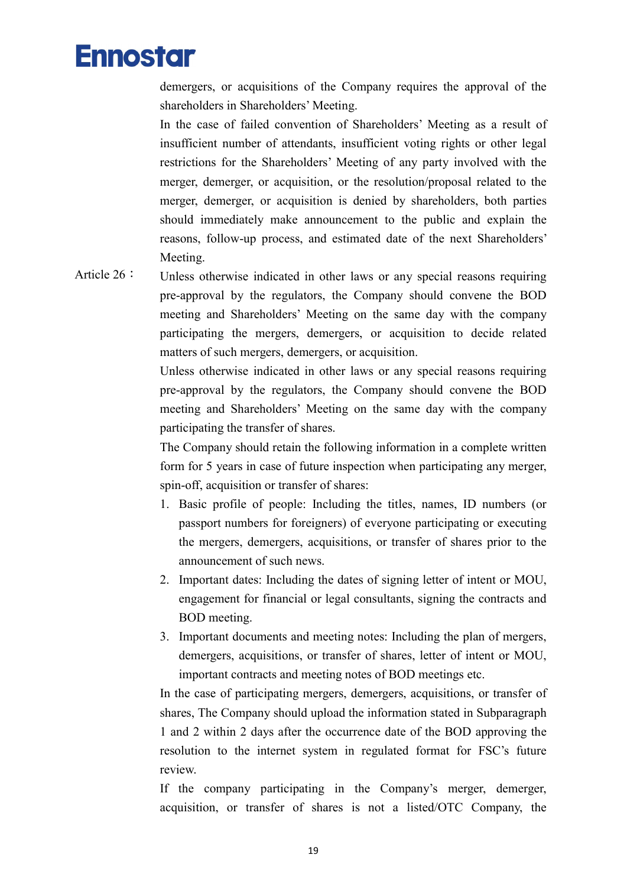demergers, or acquisitions of the Company requires the approval of the shareholders in Shareholders' Meeting.

In the case of failed convention of Shareholders' Meeting as a result of insufficient number of attendants, insufficient voting rights or other legal restrictions for the Shareholders' Meeting of any party involved with the merger, demerger, or acquisition, or the resolution/proposal related to the merger, demerger, or acquisition is denied by shareholders, both parties should immediately make announcement to the public and explain the reasons, follow-up process, and estimated date of the next Shareholders' Meeting.

Article 26： Unless otherwise indicated in other laws or any special reasons requiring pre-approval by the regulators, the Company should convene the BOD meeting and Shareholders' Meeting on the same day with the company participating the mergers, demergers, or acquisition to decide related matters of such mergers, demergers, or acquisition.

Unless otherwise indicated in other laws or any special reasons requiring pre-approval by the regulators, the Company should convene the BOD meeting and Shareholders' Meeting on the same day with the company participating the transfer of shares.

The Company should retain the following information in a complete written form for 5 years in case of future inspection when participating any merger, spin-off, acquisition or transfer of shares:

1. Basic profile of people: Including the titles, names, ID numbers (or passport numbers for foreigners) of everyone participating or executing the mergers, demergers, acquisitions, or transfer of shares prior to the announcement of such news.
2. Important dates: Including the dates of signing letter of intent or MOU, engagement for financial or legal consultants, signing the contracts and BOD meeting.
3. Important documents and meeting notes: Including the plan of mergers, demergers, acquisitions, or transfer of shares, letter of intent or MOU, important contracts and meeting notes of BOD meetings etc.

In the case of participating mergers, demergers, acquisitions, or transfer of shares, The Company should upload the information stated in Subparagraph 1 and 2 within 2 days after the occurrence date of the BOD approving the resolution to the internet system in regulated format for FSC's future review.

If the company participating in the Company's merger, demerger, acquisition, or transfer of shares is not a listed/OTC Company, the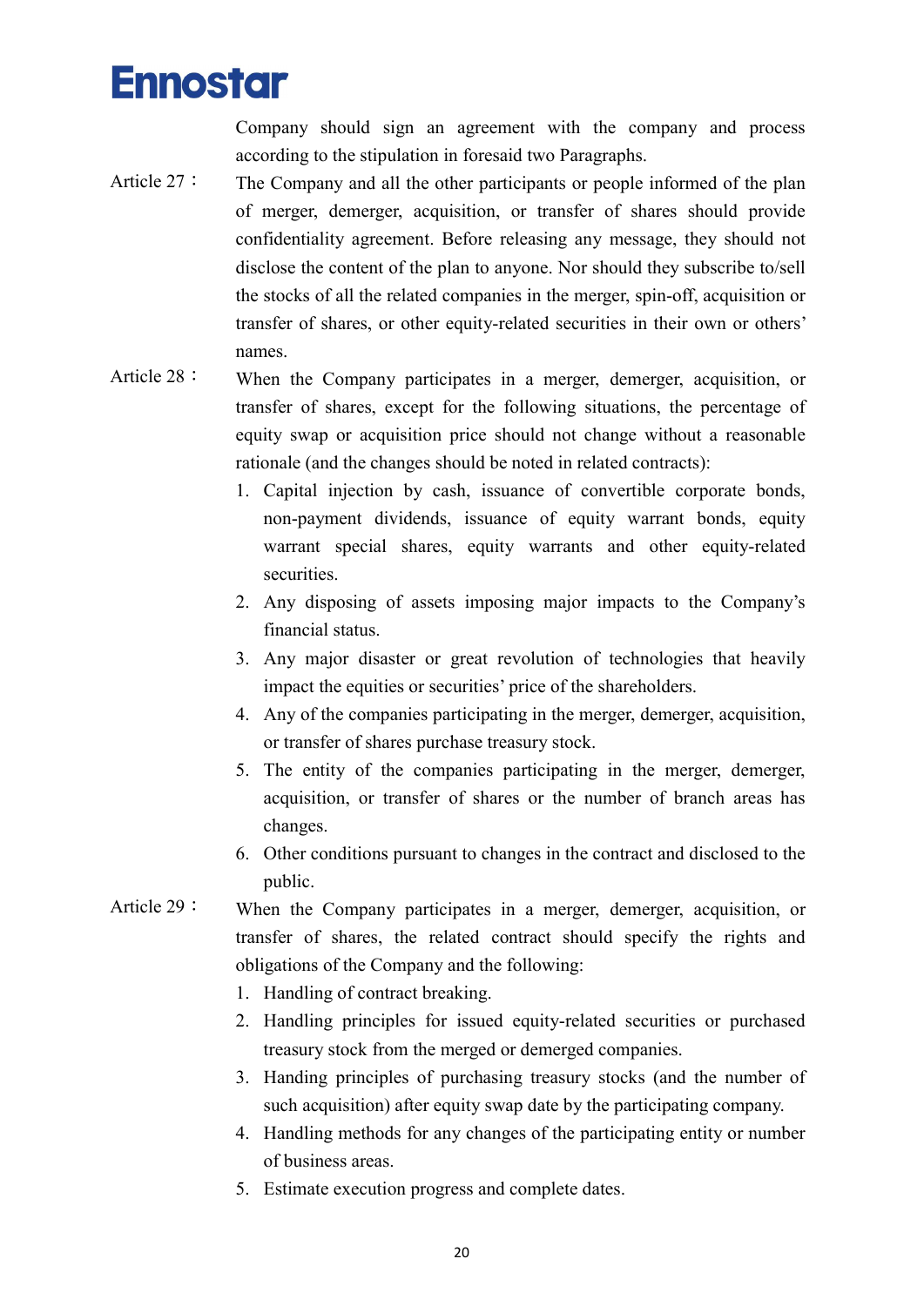Company should sign an agreement with the company and process according to the stipulation in foresaid two Paragraphs.

Article 27： The Company and all the other participants or people informed of the plan of merger, demerger, acquisition, or transfer of shares should provide confidentiality agreement. Before releasing any message, they should not disclose the content of the plan to anyone. Nor should they subscribe to/sell the stocks of all the related companies in the merger, spin-off, acquisition or transfer of shares, or other equity-related securities in their own or others' names.

Article 28： When the Company participates in a merger, demerger, acquisition, or transfer of shares, except for the following situations, the percentage of equity swap or acquisition price should not change without a reasonable rationale (and the changes should be noted in related contracts):

1. Capital injection by cash, issuance of convertible corporate bonds, non-payment dividends, issuance of equity warrant bonds, equity warrant special shares, equity warrants and other equity-related securities.
2. Any disposing of assets imposing major impacts to the Company's financial status.
3. Any major disaster or great revolution of technologies that heavily impact the equities or securities' price of the shareholders.
4. Any of the companies participating in the merger, demerger, acquisition, or transfer of shares purchase treasury stock.
5. The entity of the companies participating in the merger, demerger, acquisition, or transfer of shares or the number of branch areas has changes.
6. Other conditions pursuant to changes in the contract and disclosed to the public.

Article 29： When the Company participates in a merger, demerger, acquisition, or transfer of shares, the related contract should specify the rights and obligations of the Company and the following:

1. Handling of contract breaking.
2. Handling principles for issued equity-related securities or purchased treasury stock from the merged or demerged companies.
3. Handing principles of purchasing treasury stocks (and the number of such acquisition) after equity swap date by the participating company.
4. Handling methods for any changes of the participating entity or number of business areas.
5. Estimate execution progress and complete dates.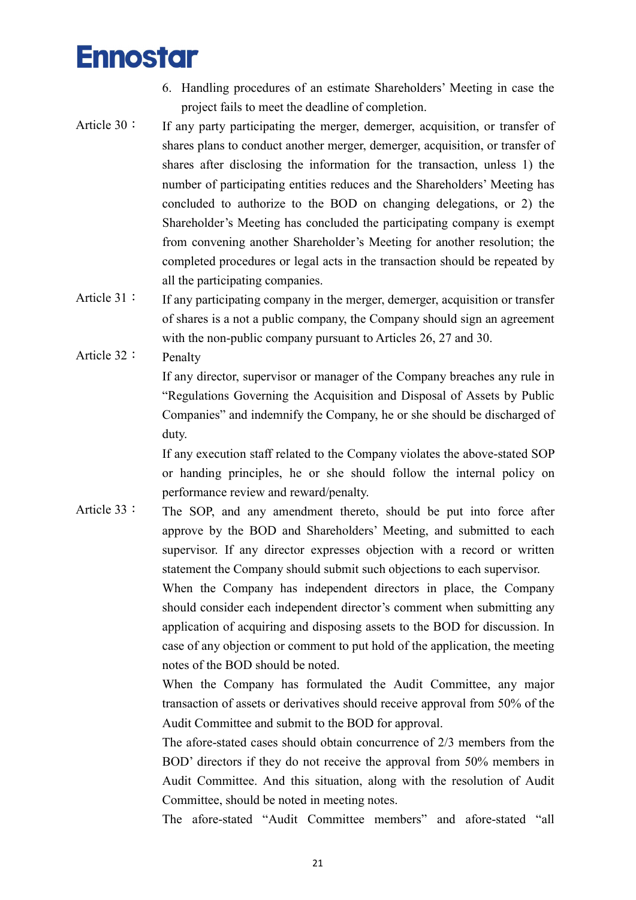6. Handling procedures of an estimate Shareholders' Meeting in case the project fails to meet the deadline of completion.

Article 30： If any party participating the merger, demerger, acquisition, or transfer of shares plans to conduct another merger, demerger, acquisition, or transfer of shares after disclosing the information for the transaction, unless 1) the number of participating entities reduces and the Shareholders' Meeting has concluded to authorize to the BOD on changing delegations, or 2) the Shareholder's Meeting has concluded the participating company is exempt from convening another Shareholder's Meeting for another resolution; the completed procedures or legal acts in the transaction should be repeated by all the participating companies.

Article 31： If any participating company in the merger, demerger, acquisition or transfer of shares is a not a public company, the Company should sign an agreement with the non-public company pursuant to Articles 26, 27 and 30.

Article 32： Penalty

If any director, supervisor or manager of the Company breaches any rule in "Regulations Governing the Acquisition and Disposal of Assets by Public Companies" and indemnify the Company, he or she should be discharged of duty.

If any execution staff related to the Company violates the above-stated SOP or handing principles, he or she should follow the internal policy on performance review and reward/penalty.

Article 33： The SOP, and any amendment thereto, should be put into force after approve by the BOD and Shareholders' Meeting, and submitted to each supervisor. If any director expresses objection with a record or written statement the Company should submit such objections to each supervisor.

When the Company has independent directors in place, the Company should consider each independent director's comment when submitting any application of acquiring and disposing assets to the BOD for discussion. In case of any objection or comment to put hold of the application, the meeting notes of the BOD should be noted.

When the Company has formulated the Audit Committee, any major transaction of assets or derivatives should receive approval from 50% of the Audit Committee and submit to the BOD for approval.

The afore-stated cases should obtain concurrence of 2/3 members from the BOD' directors if they do not receive the approval from 50% members in Audit Committee. And this situation, along with the resolution of Audit Committee, should be noted in meeting notes.

The afore-stated "Audit Committee members" and afore-stated "all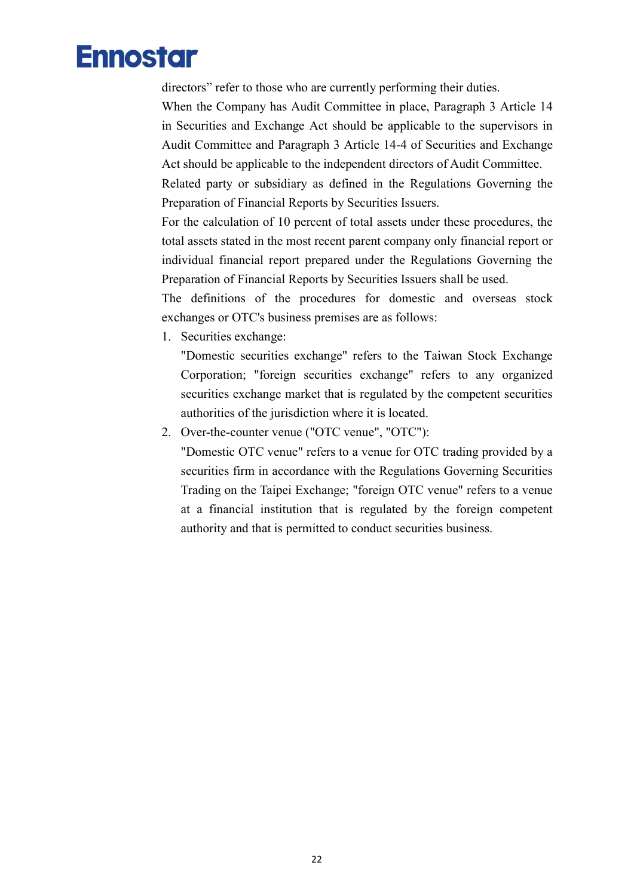directors" refer to those who are currently performing their duties.

When the Company has Audit Committee in place, Paragraph 3 Article 14 in Securities and Exchange Act should be applicable to the supervisors in Audit Committee and Paragraph 3 Article 14-4 of Securities and Exchange Act should be applicable to the independent directors of Audit Committee.

Related party or subsidiary as defined in the Regulations Governing the Preparation of Financial Reports by Securities Issuers.

For the calculation of 10 percent of total assets under these procedures, the total assets stated in the most recent parent company only financial report or individual financial report prepared under the Regulations Governing the Preparation of Financial Reports by Securities Issuers shall be used.

The definitions of the procedures for domestic and overseas stock exchanges or OTC's business premises are as follows:

1. Securities exchange:
   "Domestic securities exchange" refers to the Taiwan Stock Exchange Corporation; "foreign securities exchange" refers to any organized securities exchange market that is regulated by the competent securities authorities of the jurisdiction where it is located.
2. Over-the-counter venue ("OTC venue", "OTC"):
   "Domestic OTC venue" refers to a venue for OTC trading provided by a securities firm in accordance with the Regulations Governing Securities Trading on the Taipei Exchange; "foreign OTC venue" refers to a venue at a financial institution that is regulated by the foreign competent authority and that is permitted to conduct securities business.